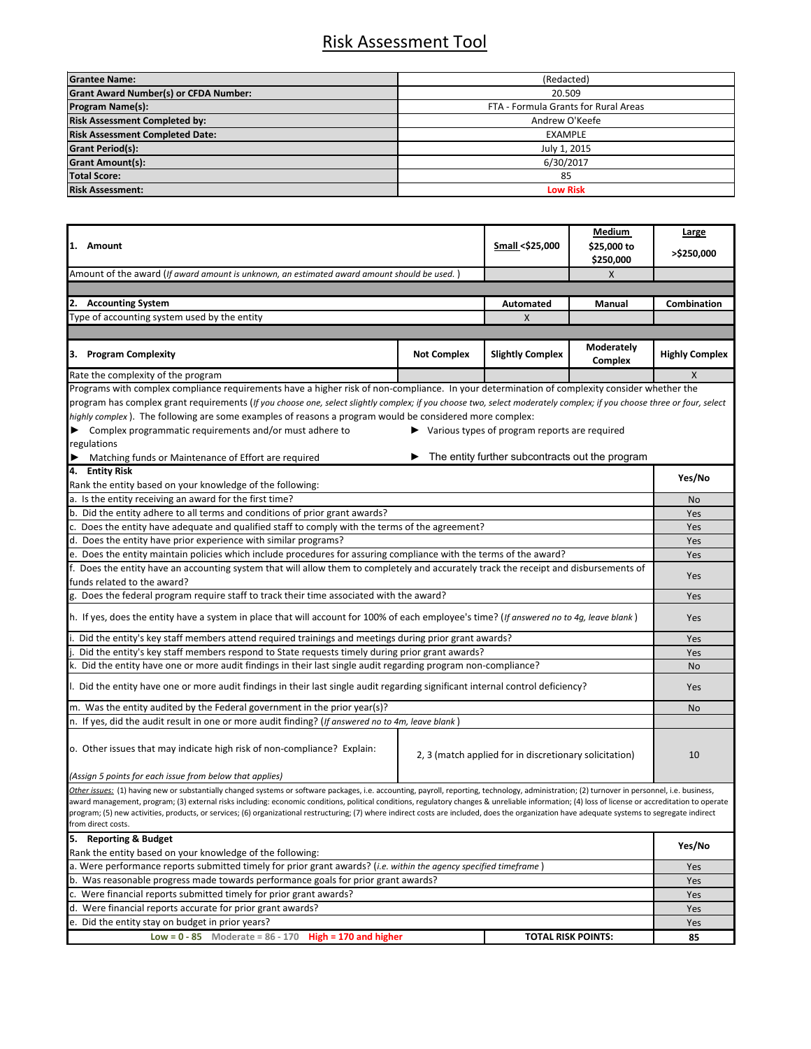# Risk Assessment Tool

| | |
|---|---|
| **Grantee Name:** | (Redacted) |
| **Grant Award Number(s) or CFDA Number:** | 20.509 |
| **Program Name(s):** | FTA - Formula Grants for Rural Areas |
| **Risk Assessment Completed by:** | Andrew O'Keefe |
| **Risk Assessment Completed Date:** | EXAMPLE |
| **Grant Period(s):** | July 1, 2015 |
| **Grant Amount(s):** | 6/30/2017 |
| **Total Score:** | 85 |
| **Risk Assessment:** | Low Risk |

| **1. Amount** | | Small <$25,000 | Medium $25,000 to $250,000 | Large >$250,000 |
|---|---|---|---|---|
| Amount of the award (*If award amount is unknown, an estimated award amount should be used.*) | | | X | |
| **2. Accounting System** | | **Automated** | **Manual** | **Combination** |
| Type of accounting system used by the entity | | X | | |
| **3. Program Complexity** | **Not Complex** | **Slightly Complex** | **Moderately Complex** | **Highly Complex** |
| Rate the complexity of the program | | | | X |

Programs with complex compliance requirements have a higher risk of non-compliance. In your determination of complexity consider whether the program has complex grant requirements (*If you choose one, select slightly complex; if you choose two, select moderately complex; if you choose three or four, select highly complex*). The following are some examples of reasons a program would be considered more complex:

- ► Complex programmatic requirements and/or must adhere to regulations
- ► Various types of program reports are required
- ► Matching funds or Maintenance of Effort are required
- ► The entity further subcontracts out the program

| **4. Entity Risk** Rank the entity based on your knowledge of the following: | | **Yes/No** |
|---|---|---|
| a. Is the entity receiving an award for the first time? | | No |
| b. Did the entity adhere to all terms and conditions of prior grant awards? | | Yes |
| c. Does the entity have adequate and qualified staff to comply with the terms of the agreement? | | Yes |
| d. Does the entity have prior experience with similar programs? | | Yes |
| e. Does the entity maintain policies which include procedures for assuring compliance with the terms of the award? | | Yes |
| f. Does the entity have an accounting system that will allow them to completely and accurately track the receipt and disbursements of funds related to the award? | | Yes |
| g. Does the federal program require staff to track their time associated with the award? | | Yes |
| h. If yes, does the entity have a system in place that will account for 100% of each employee's time? (*If answered no to 4g, leave blank*) | | Yes |
| i. Did the entity's key staff members attend required trainings and meetings during prior grant awards? | | Yes |
| j. Did the entity's key staff members respond to State requests timely during prior grant awards? | | Yes |
| k. Did the entity have one or more audit findings in their last single audit regarding program non-compliance? | | No |
| l. Did the entity have one or more audit findings in their last single audit regarding significant internal control deficiency? | | Yes |
| m. Was the entity audited by the Federal government in the prior year(s)? | | No |
| n. If yes, did the audit result in one or more audit finding? (*If answered no to 4m, leave blank*) | | |
| o. Other issues that may indicate high risk of non-compliance? Explain: (*Assign 5 points for each issue from below that applies*) | 2, 3 (match applied for in discretionary solicitation) | 10 |

*Other issues:* (1) having new or substantially changed systems or software packages, i.e. accounting, payroll, reporting, technology, administration; (2) turnover in personnel, i.e. business, award management, program; (3) external risks including: economic conditions, political conditions, regulatory changes & unreliable information; (4) loss of license or accreditation to operate program; (5) new activities, products, or services; (6) organizational restructuring; (7) where indirect costs are included, does the organization have adequate systems to segregate indirect from direct costs.

| **5. Reporting & Budget** Rank the entity based on your knowledge of the following: | **Yes/No** |
|---|---|
| a. Were performance reports submitted timely for prior grant awards? (*i.e. within the agency specified timeframe*) | Yes |
| b. Was reasonable progress made towards performance goals for prior grant awards? | Yes |
| c. Were financial reports submitted timely for prior grant awards? | Yes |
| d. Were financial reports accurate for prior grant awards? | Yes |
| e. Did the entity stay on budget in prior years? | Yes |
| Low = 0 - 85 Moderate = 86 - 170 High = 170 and higher — **TOTAL RISK POINTS:** | **85** |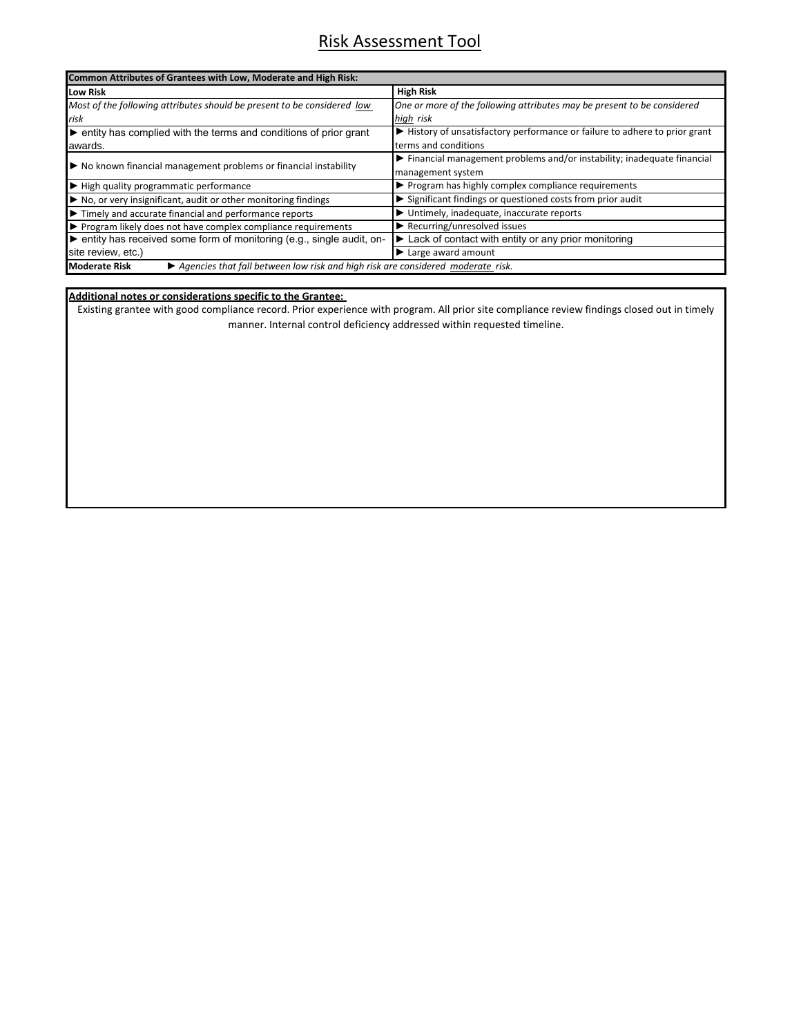# Risk Assessment Tool

| Common Attributes of Grantees with Low, Moderate and High Risk: | |
|---|---|
| **Low Risk** | **High Risk** |
| *Most of the following attributes should be present to be considered low risk* | *One or more of the following attributes may be present to be considered high risk* |
| ► entity has complied with the terms and conditions of prior grant awards. | ► History of unsatisfactory performance or failure to adhere to prior grant terms and conditions |
| ► No known financial management problems or financial instability | ► Financial management problems and/or instability; inadequate financial management system |
| ► High quality programmatic performance | ► Program has highly complex compliance requirements |
| ► No, or very insignificant, audit or other monitoring findings | ► Significant findings or questioned costs from prior audit |
| ► Timely and accurate financial and performance reports | ► Untimely, inadequate, inaccurate reports |
| ► Program likely does not have complex compliance requirements | ► Recurring/unresolved issues |
| ► entity has received some form of monitoring (e.g., single audit, on-site review, etc.) | ► Lack of contact with entity or any prior monitoring |
| | ► Large award amount |
| **Moderate Risk** ► *Agencies that fall between low risk and high risk are considered moderate risk.* | |

**Additional notes or considerations specific to the Grantee:**

Existing grantee with good compliance record. Prior experience with program. All prior site compliance review findings closed out in timely manner. Internal control deficiency addressed within requested timeline.